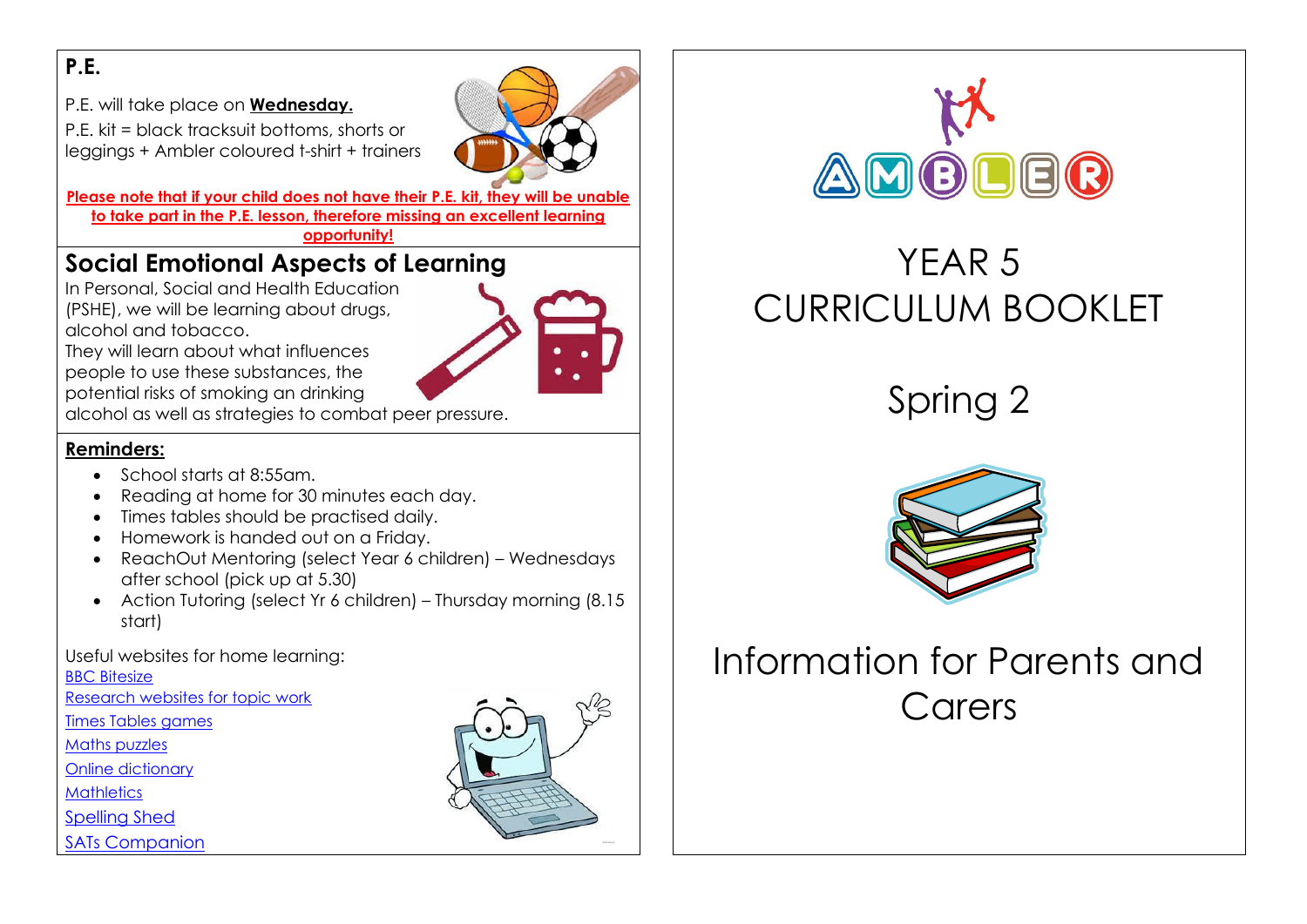## P.E.

P.E. will take place on **Wednesday.**

P.E. kit = black tracksuit bottoms, shorts or leggings + Ambler coloured t-shirt + trainers

**Please note that if your child does not have their P.E. kit, they will be unable to take part in the P.E. lesson, therefore missing an excellent learning opportunity!**

## Social Emotional Aspects of Learning

In Personal, Social and Health Education (PSHE), we will be learning about drugs, alcohol and tobacco.

They will learn about what influences people to use these substances, the potential risks of smoking an drinking alcohol as well as strategies to combat peer pressure.

**Reminders:**

- School starts at 8:55am.
- Reading at home for 30 minutes each day.
- Times tables should be practised daily.
- Homework is handed out on a Friday.
- ReachOut Mentoring (select Year 6 children) – Wednesdays after school (pick up at 5.30)
- Action Tutoring (select Yr 6 children) – Thursday morning (8.15 start)

Useful websites for home learning:

BBC Bitesize

Research websites for topic work

Times Tables games

Maths puzzles

Online dictionary

Mathletics

Spelling Shed

SATs Companion

AMBLER

# YEAR 5 CURRICULUM BOOKLET

# Spring 2

# Information for Parents and Carers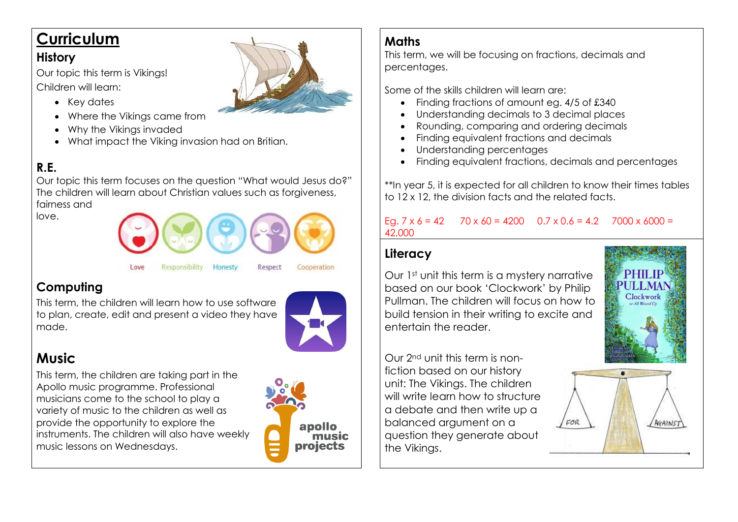# Curriculum

## History

Our topic this term is Vikings!

Children will learn:

- Key dates
- Where the Vikings came from
- Why the Vikings invaded
- What impact the Viking invasion had on Britian.

## R.E.

Our topic this term focuses on the question "What would Jesus do?" The children will learn about Christian values such as forgiveness, fairness and love.

Love Responsibility Honesty Respect Cooperation

## Computing

This term, the children will learn how to use software to plan, create, edit and present a video they have made.

## Music

This term, the children are taking part in the Apollo music programme. Professional musicians come to the school to play a variety of music to the children as well as provide the opportunity to explore the instruments. The children will also have weekly music lessons on Wednesdays.

apollo music projects

## Maths

This term, we will be focusing on fractions, decimals and percentages.

Some of the skills children will learn are:

- Finding fractions of amount eg. 4/5 of £340
- Understanding decimals to 3 decimal places
- Rounding, comparing and ordering decimals
- Finding equivalent fractions and decimals
- Understanding percentages
- Finding equivalent fractions, decimals and percentages

**In year 5, it is expected for all children to know their times tables to 12 x 12, the division facts and the related facts.

Eg. 7 x 6 = 42  70 x 60 = 4200  0.7 x 0.6 = 4.2  7000 x 6000 = 42,000

## Literacy

Our 1st unit this term is a mystery narrative based on our book 'Clockwork' by Philip Pullman. The children will focus on how to build tension in their writing to excite and entertain the reader.

Our 2nd unit this term is non-fiction based on our history unit: The Vikings. The children will write learn how to structure a debate and then write up a balanced argument on a question they generate about the Vikings.

FOR AGAINST